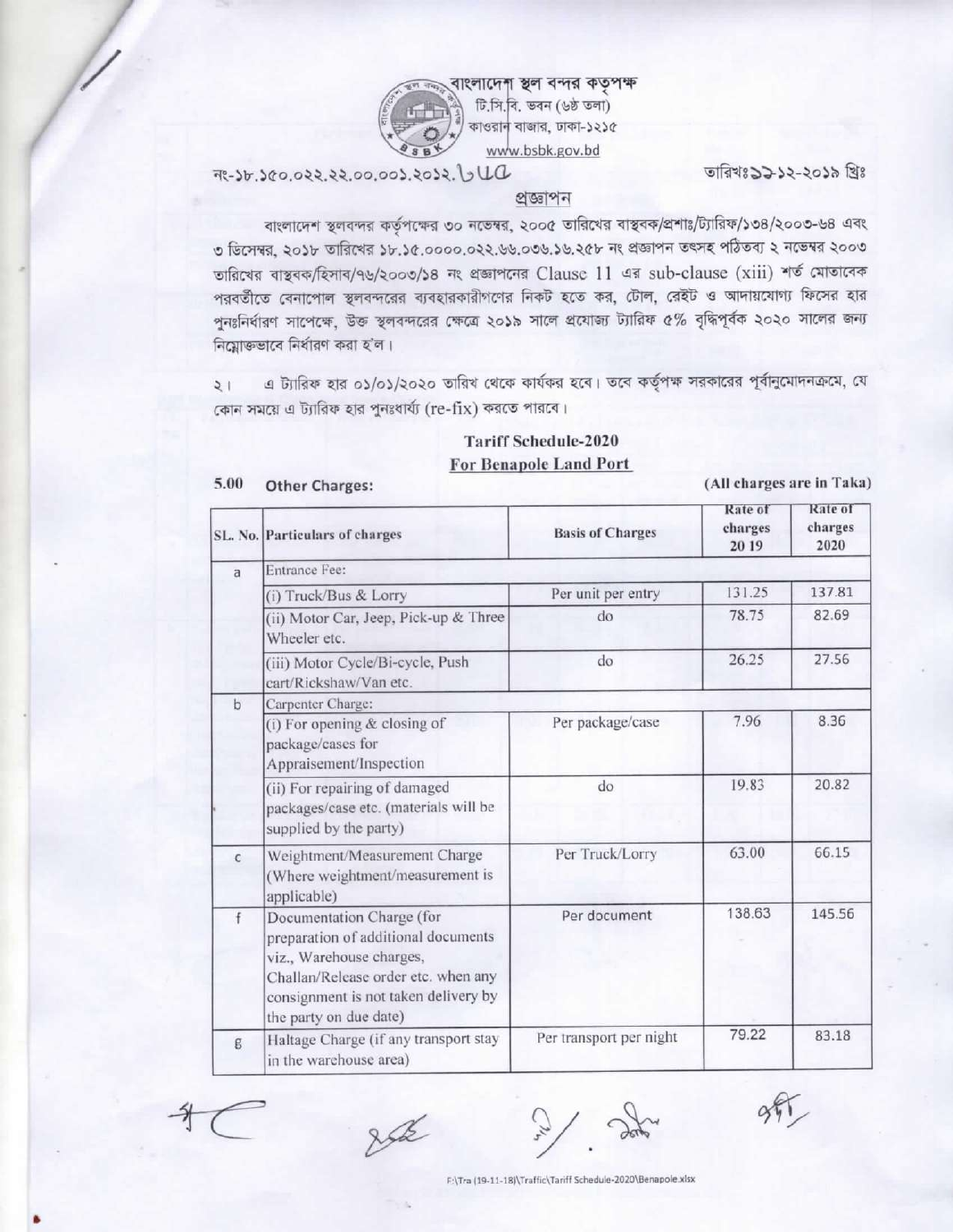বাংলাদেশ স্থল বন্দর কতৃপক্ষ
টি.সি.বি. ভবন (৬ষ্ঠ তলা)
কাওরান বাজার, ঢাকা-১২১৫
www.bsbk.gov.bd

নং-১৮.১৫০.০২২.২২.০০.০০১.২০১২.৬৬৫

তারিখঃ ১২-১২-২০১৯ খ্রিঃ

## প্রজ্ঞাপন

বাংলাদেশ স্থলবন্দর কর্তৃপক্ষের ৩০ নভেম্বর, ২০০৫ তারিখের বাস্থবক/প্রশাঃ/ট্যারিফ/১৩৪/২০০৩-৬৪ এবং ৩ ডিসেম্বর, ২০১৮ তারিখের ১৮.১৫.০০০০.০২২.৬৬.০৩৬.১৬.২৫৮ নং প্রজ্ঞাপন তৎসহ পঠিতব্য ২ নভেম্বর ২০০৩ তারিখের বাস্থবক/হিসাব/৭৬/২০০৩/১৪ নং প্রজ্ঞাপনের Clause 11 এর sub-clause (xiii) শর্ত মোতাবেক পরবর্তীতে বেনাপোল স্থলবন্দরের ব্যবহারকারীগণের নিকট হতে কর, টোল, রেইট ও আদায়যোগ্য ফিসের হার পুনঃনির্ধারণ সাপেক্ষে, উক্ত স্থলবন্দরের ক্ষেত্রে ২০১৯ সালে প্রযোজ্য ট্যারিফ ৫% বৃদ্ধিপূর্বক ২০২০ সালের জন্য নিম্নোক্তভাবে নির্ধারণ করা হ'ল।

২। এ ট্যারিফ হার ০১/০১/২০২০ তারিখ থেকে কার্যকর হবে। তবে কর্তৃপক্ষ সরকারের পূর্বানুমোদনক্রমে, যে কোন সময়ে এ ট্যারিফ হার পুনঃধার্য্য (re-fix) করতে পারবে।

## Tariff Schedule-2020
## For Benapole Land Port

**5.00 Other Charges:** (All charges are in Taka)

| SL. No. | Particulars of charges | Basis of Charges | Rate of charges 2019 | Rate of charges 2020 |
|---|---|---|---|---|
| a | Entrance Fee: | | | |
| | (i) Truck/Bus & Lorry | Per unit per entry | 131.25 | 137.81 |
| | (ii) Motor Car, Jeep, Pick-up & Three Wheeler etc. | do | 78.75 | 82.69 |
| | (iii) Motor Cycle/Bi-cycle, Push cart/Rickshaw/Van etc. | do | 26.25 | 27.56 |
| b | Carpenter Charge: | | | |
| | (i) For opening & closing of package/cases for Appraisement/Inspection | Per package/case | 7.96 | 8.36 |
| | (ii) For repairing of damaged packages/case etc. (materials will be supplied by the party) | do | 19.83 | 20.82 |
| c | Weightment/Measurement Charge (Where weightment/measurement is applicable) | Per Truck/Lorry | 63.00 | 66.15 |
| f | Documentation Charge (for preparation of additional documents viz., Warehouse charges, Challan/Release order etc. when any consignment is not taken delivery by the party on due date) | Per document | 138.63 | 145.56 |
| g | Haltage Charge (if any transport stay in the warehouse area) | Per transport per night | 79.22 | 83.18 |

F:\Tra (19-11-18)\Traffic\Tariff Schedule-2020\Benapole.xlsx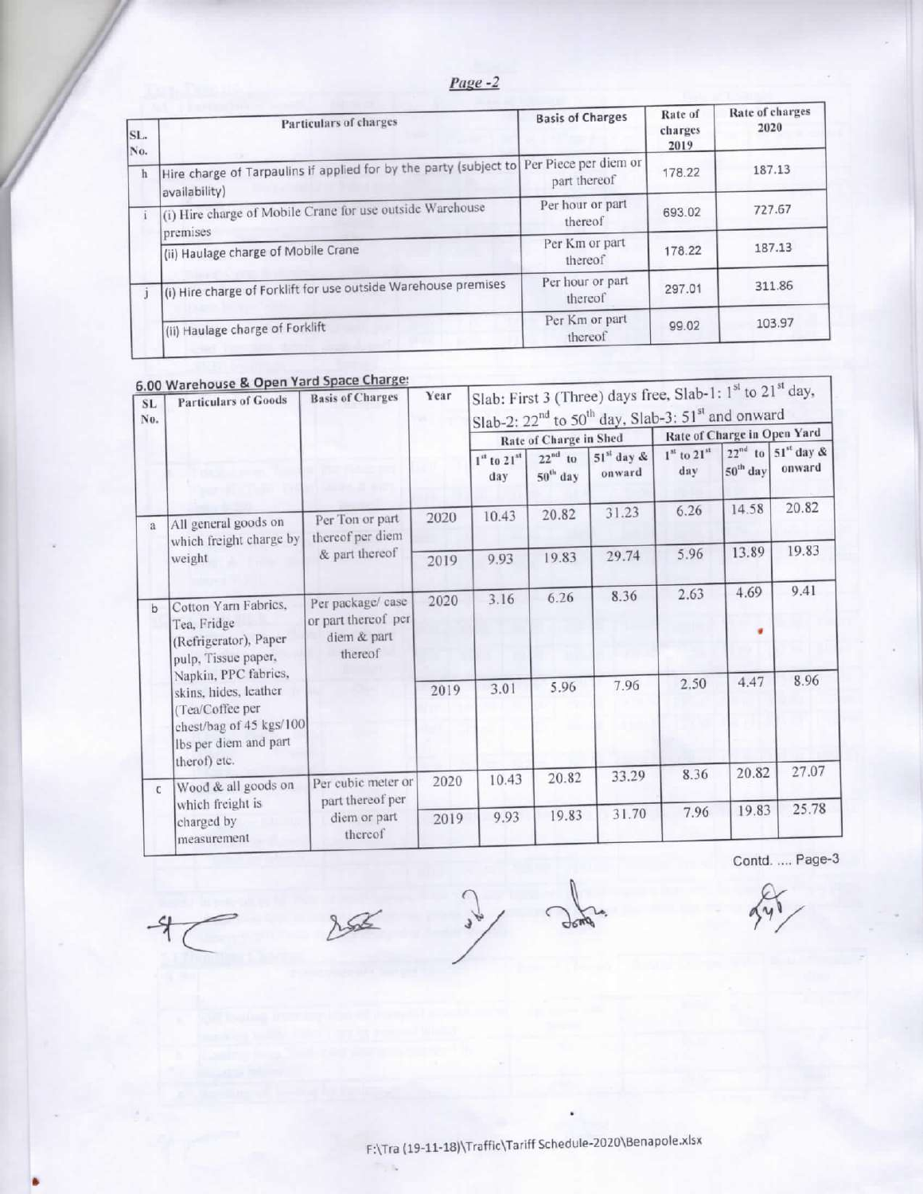| SL. No. | Particulars of charges | Basis of Charges | Rate of charges 2019 | Rate of charges 2020 |
|---|---|---|---|---|
| h | Hire charge of Tarpaulins if applied for by the party (subject to availability) | Per Piece per diem or part thereof | 178.22 | 187.13 |
| i | (i) Hire charge of Mobile Crane for use outside Warehouse premises | Per hour or part thereof | 693.02 | 727.67 |
| | (ii) Haulage charge of Mobile Crane | Per Km or part thereof | 178.22 | 187.13 |
| j | (i) Hire charge of Forklift for use outside Warehouse premises | Per hour or part thereof | 297.01 | 311.86 |
| | (ii) Haulage charge of Forklift | Per Km or part thereof | 99.02 | 103.97 |

## 6.00 Warehouse & Open Yard Space Charge:

| SL No. | Particulars of Goods | Basis of Charges | Year | Slab: First 3 (Three) days free, Slab-1: 1st to 21st day, Slab-2: 22nd to 50th day, Slab-3: 51st and onward | | | | | |
|---|---|---|---|---|---|---|---|---|---|
| | | | | Rate of Charge in Shed | | | Rate of Charge in Open Yard | | |
| | | | | 1st to 21st day | 22nd to 50th day | 51st day & onward | 1st to 21st day | 22nd to 50th day | 51st day & onward |
| a | All general goods on which freight charge by weight | Per Ton or part thereof per diem & part thereof | 2020 | 10.43 | 20.82 | 31.23 | 6.26 | 14.58 | 20.82 |
| | | | 2019 | 9.93 | 19.83 | 29.74 | 5.96 | 13.89 | 19.83 |
| b | Cotton Yarn Fabrics, Tea, Fridge (Refrigerator), Paper pulp, Tissue paper, Napkin, PPC fabrics, skins, hides, leather (Tea/Coffee per chest/bag of 45 kgs/100 lbs per diem and part therof) etc. | Per package/ case or part thereof per diem & part thereof | 2020 | 3.16 | 6.26 | 8.36 | 2.63 | 4.69 | 9.41 |
| | | | 2019 | 3.01 | 5.96 | 7.96 | 2.50 | 4.47 | 8.96 |
| c | Wood & all goods on which freight is charged by measurement | Per cubic meter or part thereof per diem or part thereof | 2020 | 10.43 | 20.82 | 33.29 | 8.36 | 20.82 | 27.07 |
| | | | 2019 | 9.93 | 19.83 | 31.70 | 7.96 | 19.83 | 25.78 |

Contd. .... Page-3

F:\Tra (19-11-18)\Traffic\Tariff Schedule-2020\Benapole.xlsx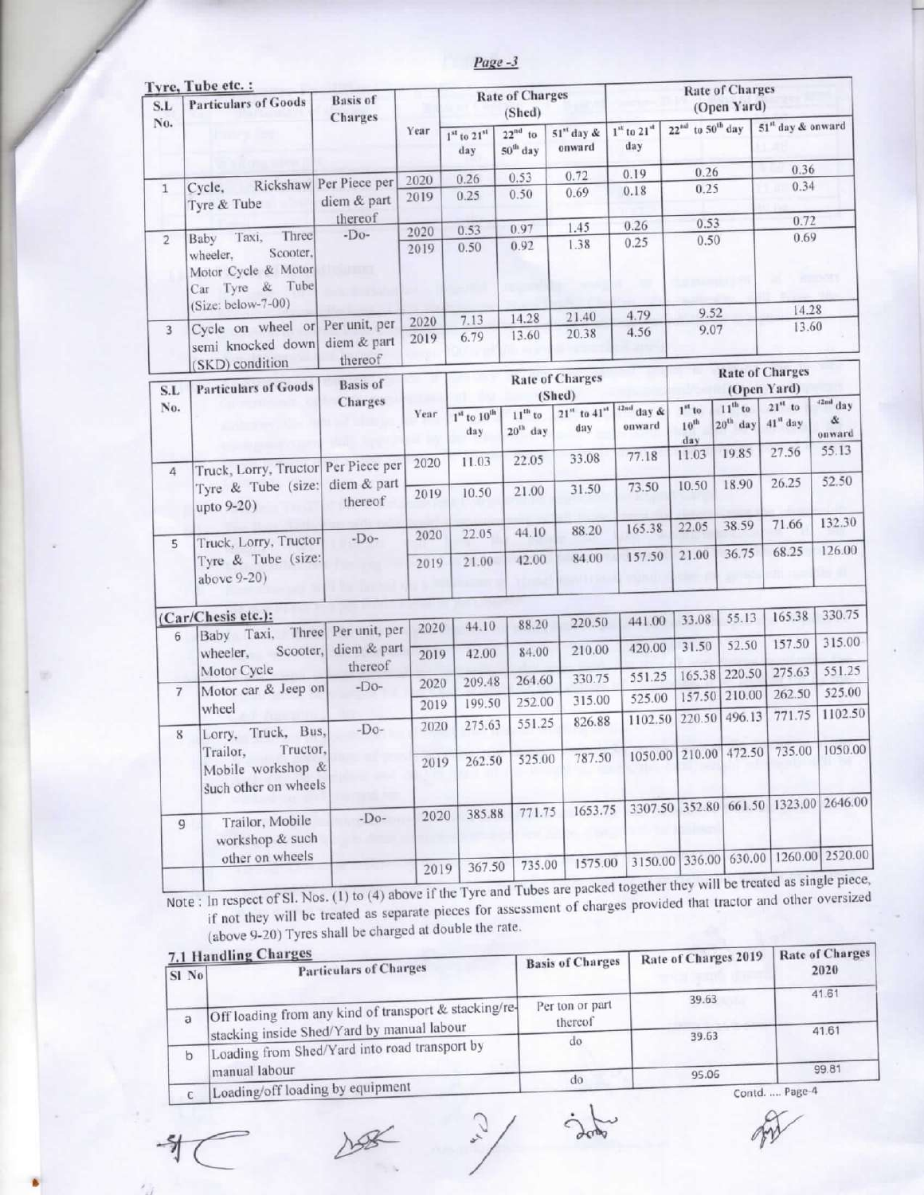### Tyre, Tube etc. :

| S.L No. | Particulars of Goods | Basis of Charges | Year | Rate of Charges (Shed) 1st to 21st day | Rate of Charges (Shed) 22nd to 50th day | Rate of Charges (Shed) 51st day & onward | Rate of Charges (Open Yard) 1st to 21st day | Rate of Charges (Open Yard) 22nd to 50th day | Rate of Charges (Open Yard) 51st day & onward |
|---|---|---|---|---|---|---|---|---|---|
| 1 | Cycle, Rickshaw Tyre & Tube | Per Piece per diem & part thereof | 2020 | 0.26 | 0.53 | 0.72 | 0.19 | 0.26 | 0.36 |
| | | | 2019 | 0.25 | 0.50 | 0.69 | 0.18 | 0.25 | 0.34 |
| 2 | Baby Taxi, Three wheeler, Scooter, Motor Cycle & Motor Car Tyre & Tube (Size: below-7-00) | -Do- | 2020 | 0.53 | 0.97 | 1.45 | 0.26 | 0.53 | 0.72 |
| | | | 2019 | 0.50 | 0.92 | 1.38 | 0.25 | 0.50 | 0.69 |
| 3 | Cycle on wheel or semi knocked down (SKD) condition | Per unit, per diem & part thereof | 2020 | 7.13 | 14.28 | 21.40 | 4.79 | 9.52 | 14.28 |
| | | | 2019 | 6.79 | 13.60 | 20.38 | 4.56 | 9.07 | 13.60 |

| S.L No. | Particulars of Goods | Basis of Charges | Year | Rate of Charges (Shed) 1st to 10th day | Rate of Charges (Shed) 11th to 20th day | Rate of Charges (Shed) 21st to 41st day | Rate of Charges (Shed) 42nd day & onward | Rate of Charges (Open Yard) 1st to 10th day | Rate of Charges (Open Yard) 11th to 20th day | Rate of Charges (Open Yard) 21st to 41st day | Rate of Charges (Open Yard) 42nd day & onward |
|---|---|---|---|---|---|---|---|---|---|---|---|
| 4 | Truck, Lorry, Tructor Tyre & Tube (size: upto 9-20) | Per Piece per diem & part thereof | 2020 | 11.03 | 22.05 | 33.08 | 77.18 | 11.03 | 19.85 | 27.56 | 55.13 |
| | | | 2019 | 10.50 | 21.00 | 31.50 | 73.50 | 10.50 | 18.90 | 26.25 | 52.50 |
| 5 | Truck, Lorry, Tructor Tyre & Tube (size: above 9-20) | -Do- | 2020 | 22.05 | 44.10 | 88.20 | 165.38 | 22.05 | 38.59 | 71.66 | 132.30 |
| | | | 2019 | 21.00 | 42.00 | 84.00 | 157.50 | 21.00 | 36.75 | 68.25 | 126.00 |
| **(Car/Chesis etc.):** | | | | | | | | | | | |
| 6 | Baby Taxi, Three wheeler, Scooter, Motor Cycle | Per unit, per diem & part thereof | 2020 | 44.10 | 88.20 | 220.50 | 441.00 | 33.08 | 55.13 | 165.38 | 330.75 |
| | | | 2019 | 42.00 | 84.00 | 210.00 | 420.00 | 31.50 | 52.50 | 157.50 | 315.00 |
| 7 | Motor car & Jeep on wheel | -Do- | 2020 | 209.48 | 264.60 | 330.75 | 551.25 | 165.38 | 220.50 | 275.63 | 551.25 |
| | | | 2019 | 199.50 | 252.00 | 315.00 | 525.00 | 157.50 | 210.00 | 262.50 | 525.00 |
| 8 | Lorry, Truck, Bus, Trailor, Tructor, Mobile workshop & Such other on wheels | -Do- | 2020 | 275.63 | 551.25 | 826.88 | 1102.50 | 220.50 | 496.13 | 771.75 | 1102.50 |
| | | | 2019 | 262.50 | 525.00 | 787.50 | 1050.00 | 210.00 | 472.50 | 735.00 | 1050.00 |
| 9 | Trailor, Mobile workshop & such other on wheels | -Do- | 2020 | 385.88 | 771.75 | 1653.75 | 3307.50 | 352.80 | 661.50 | 1323.00 | 2646.00 |
| | | | 2019 | 367.50 | 735.00 | 1575.00 | 3150.00 | 336.00 | 630.00 | 1260.00 | 2520.00 |

Note : In respect of Sl. Nos. (1) to (4) above if the Tyre and Tubes are packed together they will be treated as single piece, if not they will be treated as separate pieces for assessment of charges provided that tractor and other oversized (above 9-20) Tyres shall be charged at double the rate.

### 7.1 Handling Charges

| Sl No | Particulars of Charges | Basis of Charges | Rate of Charges 2019 | Rate of Charges 2020 |
|---|---|---|---|---|
| a | Off loading from any kind of transport & stacking/re-stacking inside Shed/Yard by manual labour | Per ton or part thereof | 39.63 | 41.61 |
| b | Loading from Shed/Yard into road transport by manual labour | do | 39.63 | 41.61 |
| c | Loading/off loading by equipment | do | 95.06 | 99.81 |

Contd. .... Page-4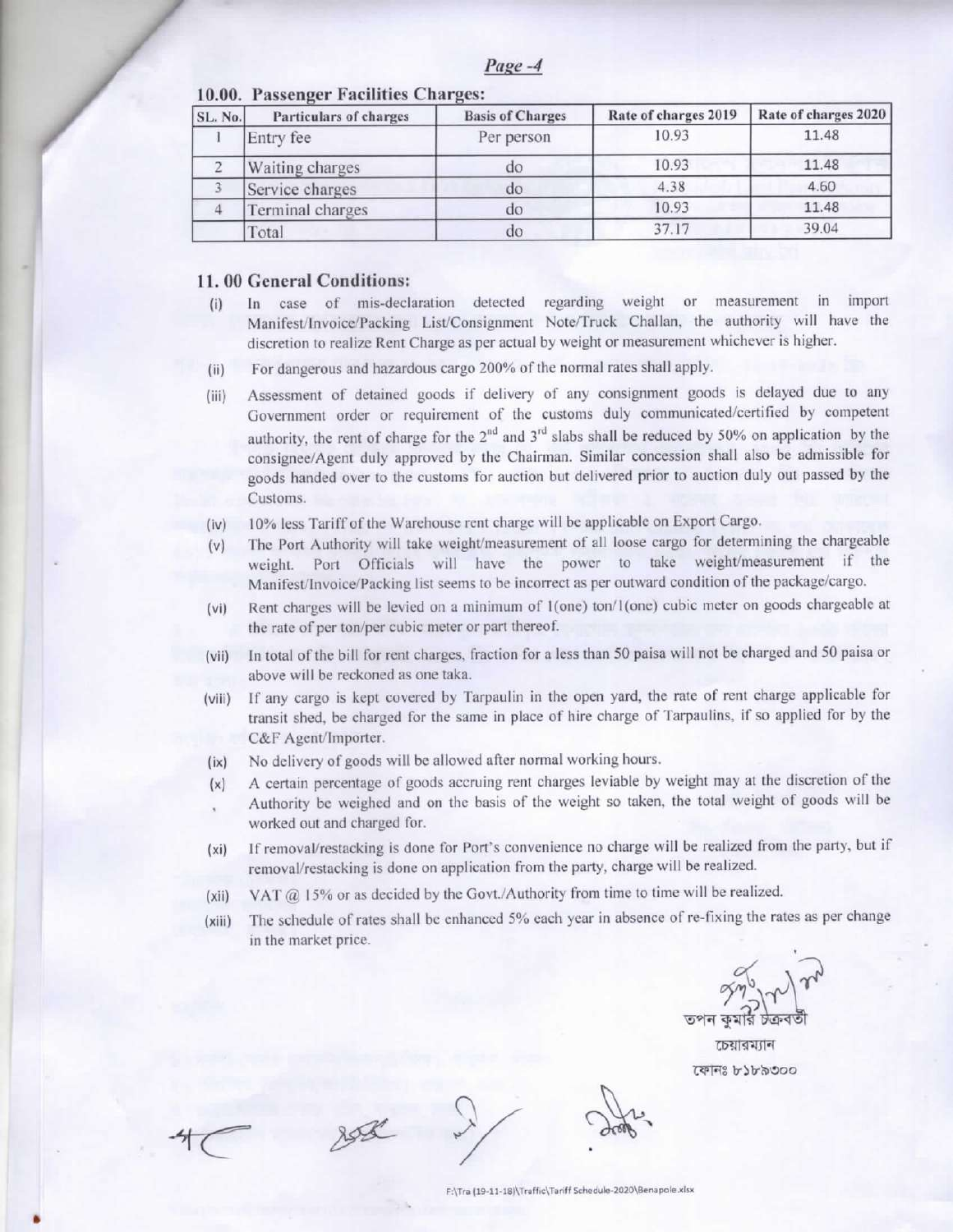### 10.00. Passenger Facilities Charges:

| SL. No. | Particulars of charges | Basis of Charges | Rate of charges 2019 | Rate of charges 2020 |
|---|---|---|---|---|
| 1 | Entry fee | Per person | 10.93 | 11.48 |
| 2 | Waiting charges | do | 10.93 | 11.48 |
| 3 | Service charges | do | 4.38 | 4.60 |
| 4 | Terminal charges | do | 10.93 | 11.48 |
| | Total | do | 37.17 | 39.04 |

## 11. 00 General Conditions:

(i) In case of mis-declaration detected regarding weight or measurement in import Manifest/Invoice/Packing List/Consignment Note/Truck Challan, the authority will have the discretion to realize Rent Charge as per actual by weight or measurement whichever is higher.

(ii) For dangerous and hazardous cargo 200% of the normal rates shall apply.

(iii) Assessment of detained goods if delivery of any consignment goods is delayed due to any Government order or requirement of the customs duly communicated/certified by competent authority, the rent of charge for the 2nd and 3rd slabs shall be reduced by 50% on application by the consignee/Agent duly approved by the Chairman. Similar concession shall also be admissible for goods handed over to the customs for auction but delivered prior to auction duly out passed by the Customs.

(iv) 10% less Tariff of the Warehouse rent charge will be applicable on Export Cargo.

(v) The Port Authority will take weight/measurement of all loose cargo for determining the chargeable weight. Port Officials will have the power to take weight/measurement if the Manifest/Invoice/Packing list seems to be incorrect as per outward condition of the package/cargo.

(vi) Rent charges will be levied on a minimum of 1(one) ton/1(one) cubic meter on goods chargeable at the rate of per ton/per cubic meter or part thereof.

(vii) In total of the bill for rent charges, fraction for a less than 50 paisa will not be charged and 50 paisa or above will be reckoned as one taka.

(viii) If any cargo is kept covered by Tarpaulin in the open yard, the rate of rent charge applicable for transit shed, be charged for the same in place of hire charge of Tarpaulins, if so applied for by the C&F Agent/Importer.

(ix) No delivery of goods will be allowed after normal working hours.

(x) A certain percentage of goods accruing rent charges leviable by weight may at the discretion of the Authority be weighed and on the basis of the weight so taken, the total weight of goods will be worked out and charged for.

(xi) If removal/restacking is done for Port's convenience no charge will be realized from the party, but if removal/restacking is done on application from the party, charge will be realized.

(xii) VAT @ 15% or as decided by the Govt./Authority from time to time will be realized.

(xiii) The schedule of rates shall be enhanced 5% each year in absence of re-fixing the rates as per change in the market price.

তপন কুমার চক্রবর্তী

চেয়ারম্যান

ফোনঃ ৮১৮৯৩০০

F:\Tra (19-11-18)\Traffic\Tariff Schedule-2020\Benapole.xlsx